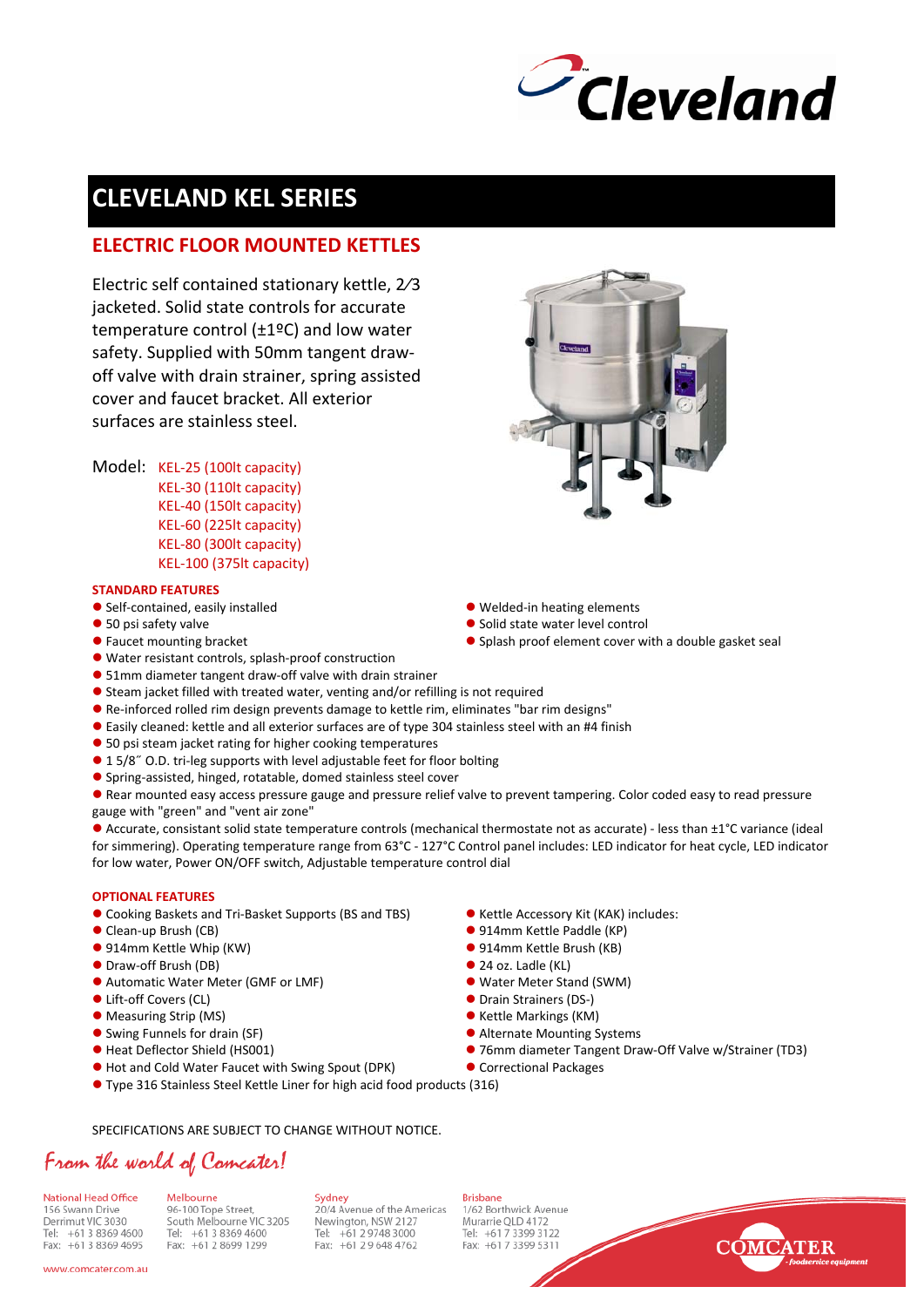Cleveland

# CLEVELAND KEL SERIES

## ELECTRIC FLOOR MOUNTED KETTLES

Electric self contained stationary kettle, 2⁄3 jacketed. Solid state controls for accurate temperature control (±1ºC) and low water safety. Supplied with 50mm tangent draw-off valve with drain strainer, spring assisted cover and faucet bracket. All exterior surfaces are stainless steel.

Model:
- KEL-25 (100lt capacity)
- KEL-30 (110lt capacity)
- KEL-40 (150lt capacity)
- KEL-60 (225lt capacity)
- KEL-80 (300lt capacity)
- KEL-100 (375lt capacity)

### STANDARD FEATURES

- Self-contained, easily installed
- 50 psi safety valve
- Faucet mounting bracket
- Welded-in heating elements
- Solid state water level control
- Splash proof element cover with a double gasket seal
- Water resistant controls, splash-proof construction
- 51mm diameter tangent draw-off valve with drain strainer
- Steam jacket filled with treated water, venting and/or refilling is not required
- Re-inforced rolled rim design prevents damage to kettle rim, eliminates "bar rim designs"
- Easily cleaned: kettle and all exterior surfaces are of type 304 stainless steel with an #4 finish
- 50 psi steam jacket rating for higher cooking temperatures
- 1 5/8″ O.D. tri-leg supports with level adjustable feet for floor bolting
- Spring-assisted, hinged, rotatable, domed stainless steel cover
- Rear mounted easy access pressure gauge and pressure relief valve to prevent tampering. Color coded easy to read pressure gauge with "green" and "vent air zone"
- Accurate, consistant solid state temperature controls (mechanical thermostate not as accurate) - less than ±1°C variance (ideal for simmering). Operating temperature range from 63°C - 127°C Control panel includes: LED indicator for heat cycle, LED indicator for low water, Power ON/OFF switch, Adjustable temperature control dial

### OPTIONAL FEATURES

- Cooking Baskets and Tri-Basket Supports (BS and TBS)
- Clean-up Brush (CB)
- 914mm Kettle Whip (KW)
- Draw-off Brush (DB)
- Automatic Water Meter (GMF or LMF)
- Lift-off Covers (CL)
- Measuring Strip (MS)
- Swing Funnels for drain (SF)
- Heat Deflector Shield (HS001)
- Hot and Cold Water Faucet with Swing Spout (DPK)
- Kettle Accessory Kit (KAK) includes:
- 914mm Kettle Paddle (KP)
- 914mm Kettle Brush (KB)
- 24 oz. Ladle (KL)
- Water Meter Stand (SWM)
- Drain Strainers (DS-)
- Kettle Markings (KM)
- Alternate Mounting Systems
- 76mm diameter Tangent Draw-Off Valve w/Strainer (TD3)
- Correctional Packages
- Type 316 Stainless Steel Kettle Liner for high acid food products (316)

SPECIFICATIONS ARE SUBJECT TO CHANGE WITHOUT NOTICE.

*From the world of Comcater!*

**National Head Office**
156 Swann Drive
Derrimut VIC 3030
Tel: +61 3 8369 4600
Fax: +61 3 8369 4695

**Melbourne**
96-100 Tope Street,
South Melbourne VIC 3205
Tel: +61 3 8369 4600
Fax: +61 2 8699 1299

**Sydney**
20/4 Avenue of the Americas
Newington, NSW 2127
Tel: +61 2 9748 3000
Fax: +61 2 9 648 4762

**Brisbane**
1/62 Borthwick Avenue
Murarrie QLD 4172
Tel: +61 7 3399 3122
Fax: +61 7 3399 5311

COMCATER - foodservice equipment

www.comcater.com.au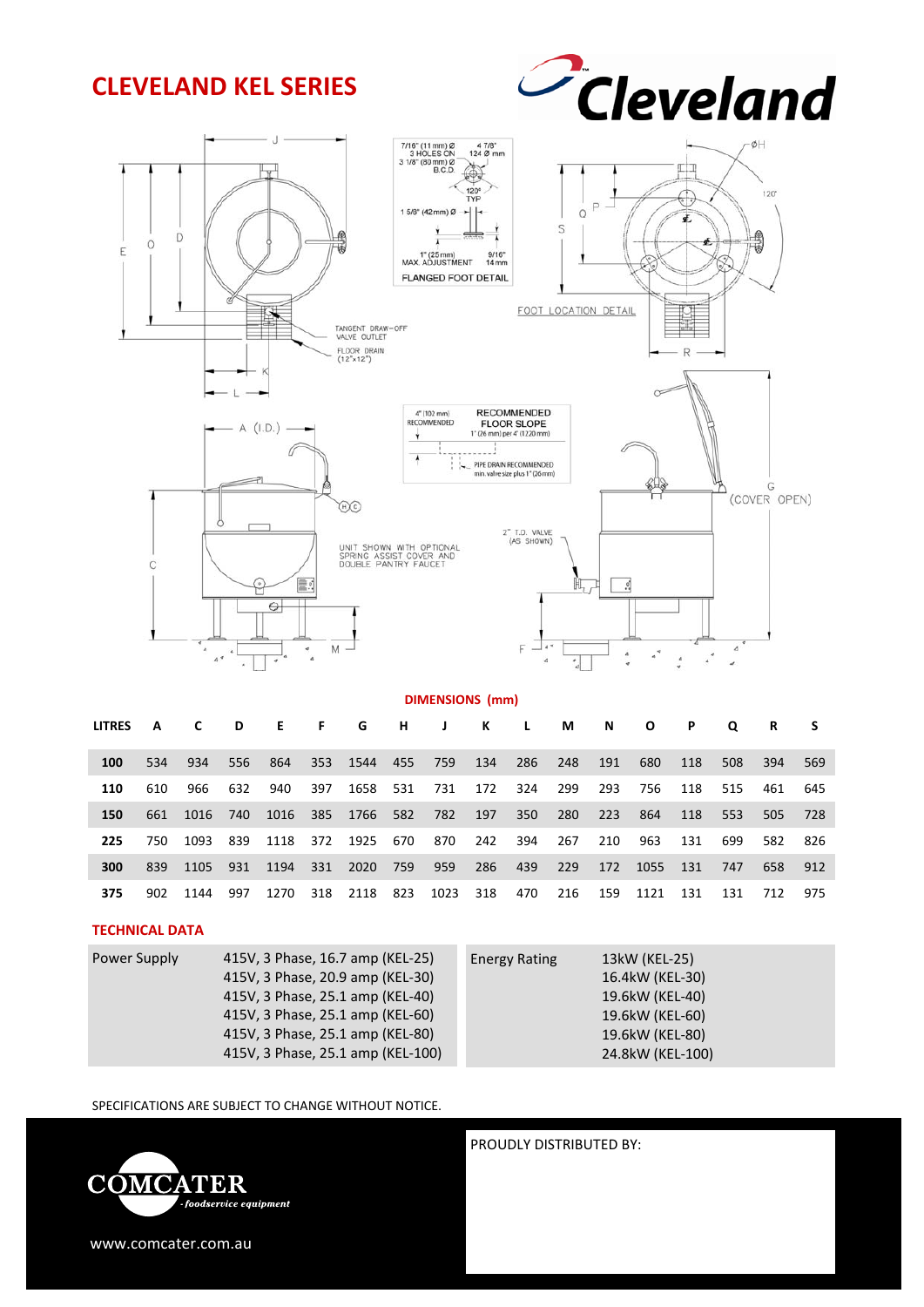# CLEVELAND KEL SERIES

TANGENT DRAW-OFF VALVE OUTLET

FLOOR DRAIN (12"x12")

7/16" (11 mm) Ø 3 HOLES ON 3 1/8" (80 mm) Ø B.C.D.

4 7/8" 124 Ø mm

120° TYP

1 5/8" (42mm) Ø

1" (25 mm) MAX. ADJUSTMENT

9/16" 14 mm

FLANGED FOOT DETAIL

FOOT LOCATION DETAIL

4" (102 mm) RECOMMENDED

RECOMMENDED FLOOR SLOPE 1" (26 mm) per 4' (1220 mm)

PIPE DRAIN RECOMMENDED min. valve size plus 1" (26 mm)

UNIT SHOWN WITH OPTIONAL SPRING ASSIST COVER AND DOUBLE PANTRY FAUCET

2" T.D. VALVE (AS SHOWN)

G (COVER OPEN)

## DIMENSIONS (mm)

| LITRES | A | C | D | E | F | G | H | J | K | L | M | N | O | P | Q | R | S |
|---|---|---|---|---|---|---|---|---|---|---|---|---|---|---|---|---|---|
| 100 | 534 | 934 | 556 | 864 | 353 | 1544 | 455 | 759 | 134 | 286 | 248 | 191 | 680 | 118 | 508 | 394 | 569 |
| 110 | 610 | 966 | 632 | 940 | 397 | 1658 | 531 | 731 | 172 | 324 | 299 | 293 | 756 | 118 | 515 | 461 | 645 |
| 150 | 661 | 1016 | 740 | 1016 | 385 | 1766 | 582 | 782 | 197 | 350 | 280 | 223 | 864 | 118 | 553 | 505 | 728 |
| 225 | 750 | 1093 | 839 | 1118 | 372 | 1925 | 670 | 870 | 242 | 394 | 267 | 210 | 963 | 131 | 699 | 582 | 826 |
| 300 | 839 | 1105 | 931 | 1194 | 331 | 2020 | 759 | 959 | 286 | 439 | 229 | 172 | 1055 | 131 | 747 | 658 | 912 |
| 375 | 902 | 1144 | 997 | 1270 | 318 | 2118 | 823 | 1023 | 318 | 470 | 216 | 159 | 1121 | 131 | 131 | 712 | 975 |

## TECHNICAL DATA

| | | | |
|---|---|---|---|
| Power Supply | 415V, 3 Phase, 16.7 amp (KEL-25)<br>415V, 3 Phase, 20.9 amp (KEL-30)<br>415V, 3 Phase, 25.1 amp (KEL-40)<br>415V, 3 Phase, 25.1 amp (KEL-60)<br>415V, 3 Phase, 25.1 amp (KEL-80)<br>415V, 3 Phase, 25.1 amp (KEL-100) | Energy Rating | 13kW (KEL-25)<br>16.4kW (KEL-30)<br>19.6kW (KEL-40)<br>19.6kW (KEL-60)<br>19.6kW (KEL-80)<br>24.8kW (KEL-100) |

SPECIFICATIONS ARE SUBJECT TO CHANGE WITHOUT NOTICE.

COMCATER - foodservice equipment

www.comcater.com.au

PROUDLY DISTRIBUTED BY: